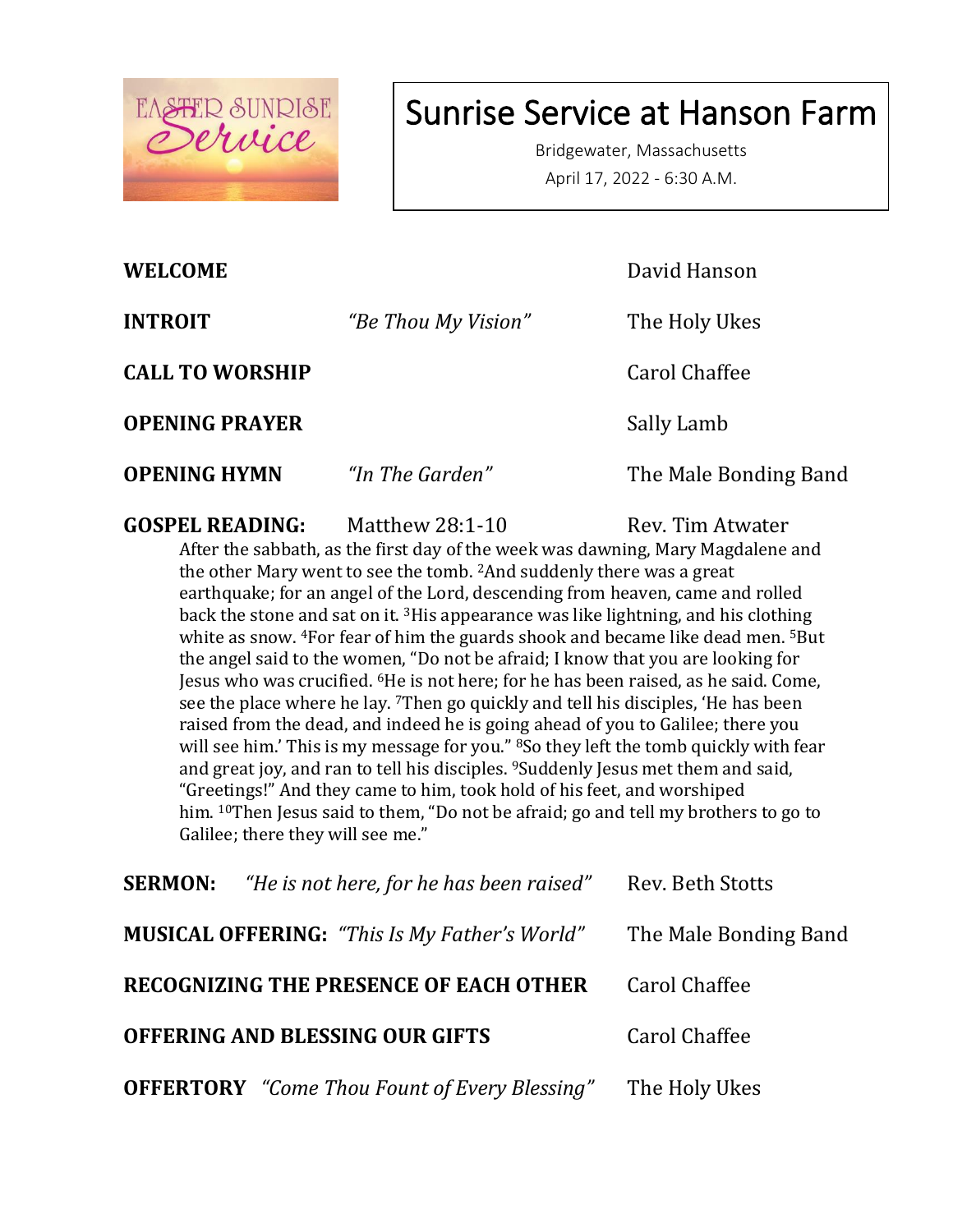EASTER SUNRISE Service

# Sunrise Service at Hanson Farm

Bridgewater, Massachusetts

April 17, 2022 - 6:30 A.M.

| | | |
|---|---|---|
| **WELCOME** | | David Hanson |
| **INTROIT** | *"Be Thou My Vision"* | The Holy Ukes |
| **CALL TO WORSHIP** | | Carol Chaffee |
| **OPENING PRAYER** | | Sally Lamb |
| **OPENING HYMN** | *"In The Garden"* | The Male Bonding Band |
| **GOSPEL READING:** | Matthew 28:1-10 | Rev. Tim Atwater |

After the sabbath, as the first day of the week was dawning, Mary Magdalene and the other Mary went to see the tomb. [2]And suddenly there was a great earthquake; for an angel of the Lord, descending from heaven, came and rolled back the stone and sat on it. [3]His appearance was like lightning, and his clothing white as snow. [4]For fear of him the guards shook and became like dead men. [5]But the angel said to the women, "Do not be afraid; I know that you are looking for Jesus who was crucified. [6]He is not here; for he has been raised, as he said. Come, see the place where he lay. [7]Then go quickly and tell his disciples, 'He has been raised from the dead, and indeed he is going ahead of you to Galilee; there you will see him.' This is my message for you." [8]So they left the tomb quickly with fear and great joy, and ran to tell his disciples. [9]Suddenly Jesus met them and said, "Greetings!" And they came to him, took hold of his feet, and worshiped him. [10]Then Jesus said to them, "Do not be afraid; go and tell my brothers to go to Galilee; there they will see me."

| | | |
|---|---|---|
| **SERMON:** | *"He is not here, for he has been raised"* | Rev. Beth Stotts |
| **MUSICAL OFFERING:** | *"This Is My Father's World"* | The Male Bonding Band |
| **RECOGNIZING THE PRESENCE OF EACH OTHER** | | Carol Chaffee |
| **OFFERING AND BLESSING OUR GIFTS** | | Carol Chaffee |
| **OFFERTORY** | *"Come Thou Fount of Every Blessing"* | The Holy Ukes |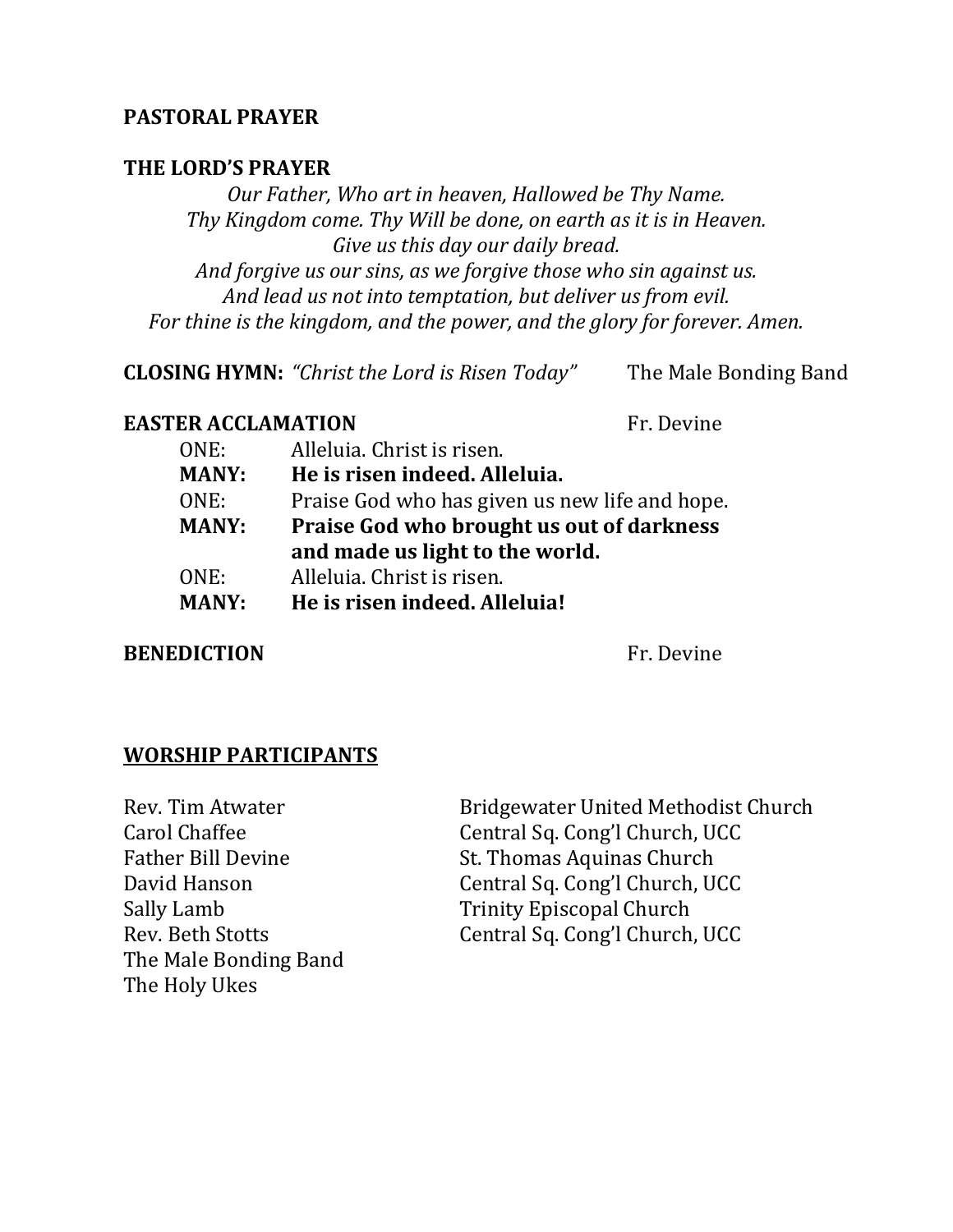**PASTORAL PRAYER**

**THE LORD'S PRAYER**

*Our Father, Who art in heaven, Hallowed be Thy Name.*
*Thy Kingdom come. Thy Will be done, on earth as it is in Heaven.*
*Give us this day our daily bread.*
*And forgive us our sins, as we forgive those who sin against us.*
*And lead us not into temptation, but deliver us from evil.*
*For thine is the kingdom, and the power, and the glory for forever. Amen.*

**CLOSING HYMN:** *"Christ the Lord is Risen Today"* The Male Bonding Band

**EASTER ACCLAMATION** Fr. Devine

| | |
|---|---|
| ONE: | Alleluia. Christ is risen. |
| **MANY:** | **He is risen indeed. Alleluia.** |
| ONE: | Praise God who has given us new life and hope. |
| **MANY:** | **Praise God who brought us out of darkness and made us light to the world.** |
| ONE: | Alleluia. Christ is risen. |
| **MANY:** | **He is risen indeed. Alleluia!** |

**BENEDICTION** Fr. Devine

## WORSHIP PARTICIPANTS

| | |
|---|---|
| Rev. Tim Atwater | Bridgewater United Methodist Church |
| Carol Chaffee | Central Sq. Cong'l Church, UCC |
| Father Bill Devine | St. Thomas Aquinas Church |
| David Hanson | Central Sq. Cong'l Church, UCC |
| Sally Lamb | Trinity Episcopal Church |
| Rev. Beth Stotts | Central Sq. Cong'l Church, UCC |
| The Male Bonding Band | |
| The Holy Ukes | |